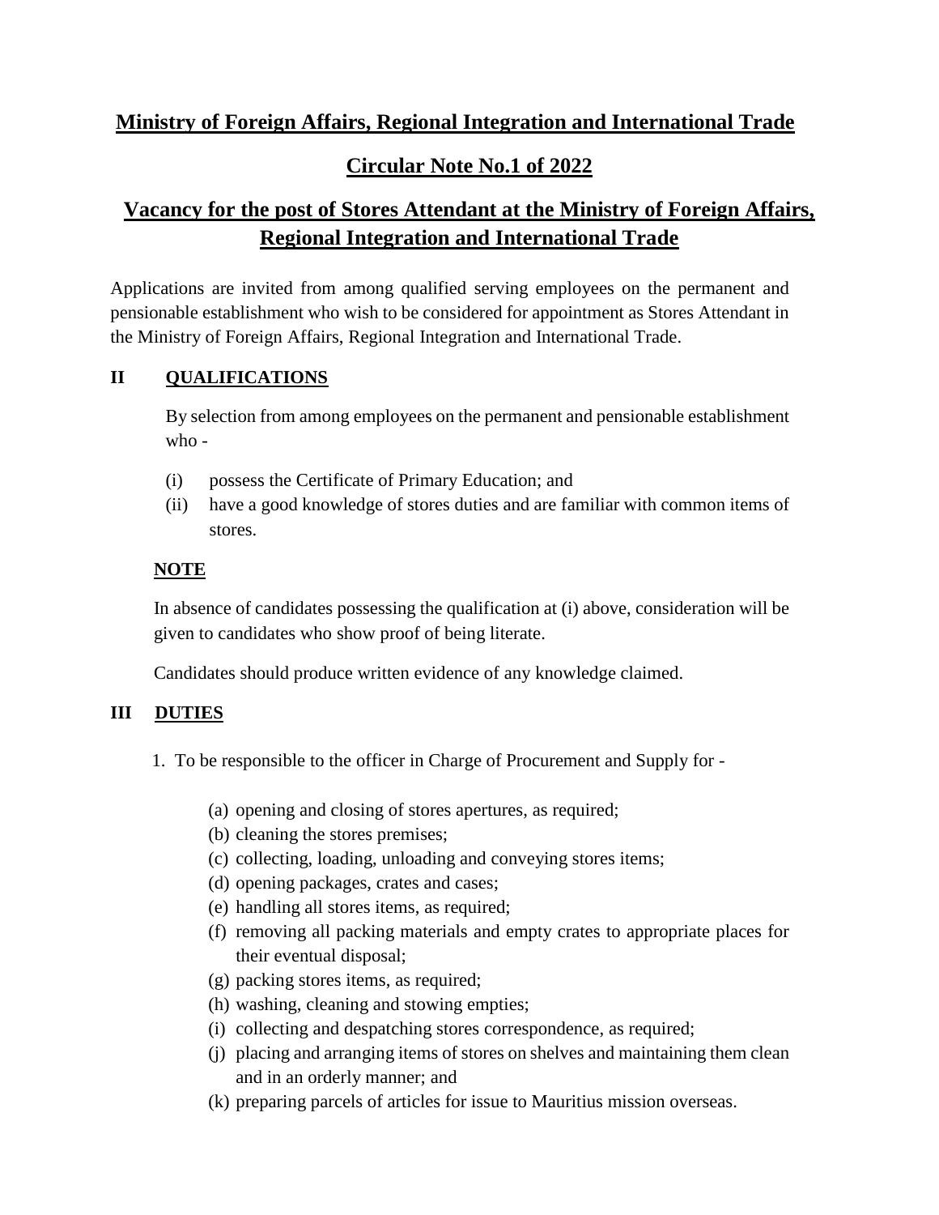# Ministry of Foreign Affairs, Regional Integration and International Trade

## Circular Note No.1 of 2022

## Vacancy for the post of Stores Attendant at the Ministry of Foreign Affairs, Regional Integration and International Trade

Applications are invited from among qualified serving employees on the permanent and pensionable establishment who wish to be considered for appointment as Stores Attendant in the Ministry of Foreign Affairs, Regional Integration and International Trade.

### II QUALIFICATIONS

By selection from among employees on the permanent and pensionable establishment who -

(i) possess the Certificate of Primary Education; and

(ii) have a good knowledge of stores duties and are familiar with common items of stores.

**NOTE**

In absence of candidates possessing the qualification at (i) above, consideration will be given to candidates who show proof of being literate.

Candidates should produce written evidence of any knowledge claimed.

### III DUTIES

1. To be responsible to the officer in Charge of Procurement and Supply for -

   (a) opening and closing of stores apertures, as required;

   (b) cleaning the stores premises;

   (c) collecting, loading, unloading and conveying stores items;

   (d) opening packages, crates and cases;

   (e) handling all stores items, as required;

   (f) removing all packing materials and empty crates to appropriate places for their eventual disposal;

   (g) packing stores items, as required;

   (h) washing, cleaning and stowing empties;

   (i) collecting and despatching stores correspondence, as required;

   (j) placing and arranging items of stores on shelves and maintaining them clean and in an orderly manner; and

   (k) preparing parcels of articles for issue to Mauritius mission overseas.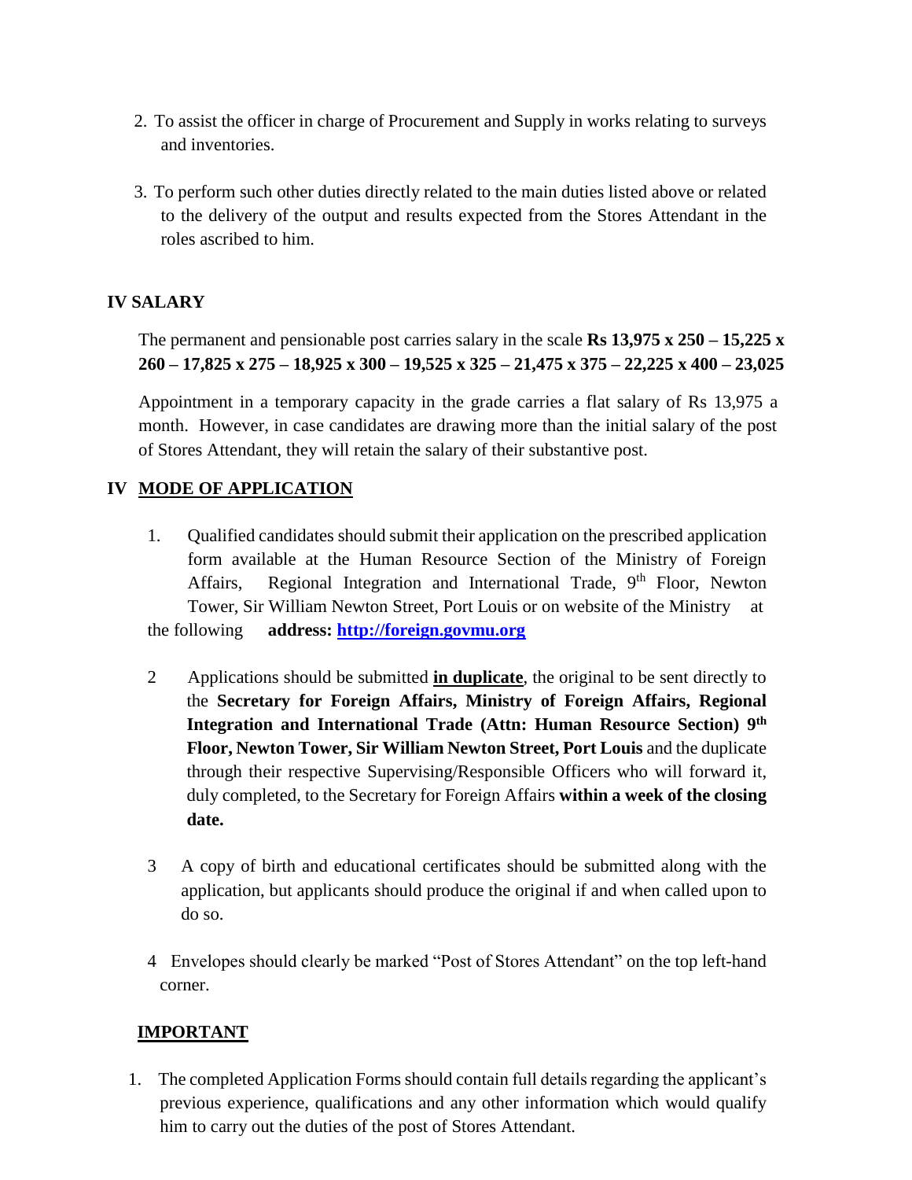2. To assist the officer in charge of Procurement and Supply in works relating to surveys and inventories.

3. To perform such other duties directly related to the main duties listed above or related to the delivery of the output and results expected from the Stores Attendant in the roles ascribed to him.

## IV SALARY

The permanent and pensionable post carries salary in the scale **Rs 13,975 x 250 – 15,225 x 260 – 17,825 x 275 – 18,925 x 300 – 19,525 x 325 – 21,475 x 375 – 22,225 x 400 – 23,025**

Appointment in a temporary capacity in the grade carries a flat salary of Rs 13,975 a month. However, in case candidates are drawing more than the initial salary of the post of Stores Attendant, they will retain the salary of their substantive post.

## IV <u>MODE OF APPLICATION</u>

1. Qualified candidates should submit their application on the prescribed application form available at the Human Resource Section of the Ministry of Foreign Affairs, Regional Integration and International Trade, 9th Floor, Newton Tower, Sir William Newton Street, Port Louis or on website of the Ministry at the following **address: [http://foreign.govmu.org](http://foreign.govmu.org)**

2. Applications should be submitted **<u>in duplicate</u>**, the original to be sent directly to the **Secretary for Foreign Affairs, Ministry of Foreign Affairs, Regional Integration and International Trade (Attn: Human Resource Section) 9th Floor, Newton Tower, Sir William Newton Street, Port Louis** and the duplicate through their respective Supervising/Responsible Officers who will forward it, duly completed, to the Secretary for Foreign Affairs **within a week of the closing date.**

3. A copy of birth and educational certificates should be submitted along with the application, but applicants should produce the original if and when called upon to do so.

4. Envelopes should clearly be marked "Post of Stores Attendant" on the top left-hand corner.

## <u>IMPORTANT</u>

1. The completed Application Forms should contain full details regarding the applicant's previous experience, qualifications and any other information which would qualify him to carry out the duties of the post of Stores Attendant.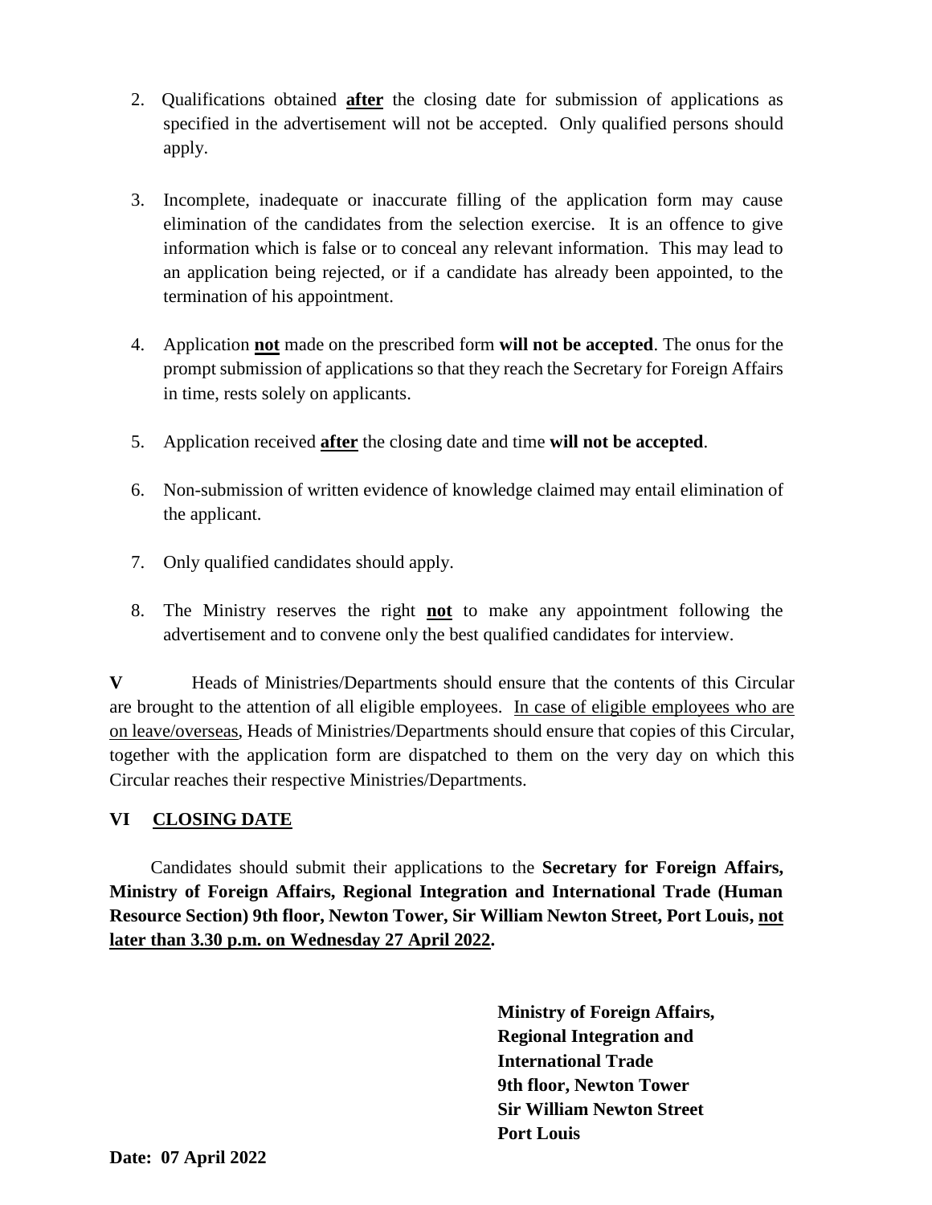2. Qualifications obtained **after** the closing date for submission of applications as specified in the advertisement will not be accepted. Only qualified persons should apply.

3. Incomplete, inadequate or inaccurate filling of the application form may cause elimination of the candidates from the selection exercise. It is an offence to give information which is false or to conceal any relevant information. This may lead to an application being rejected, or if a candidate has already been appointed, to the termination of his appointment.

4. Application **not** made on the prescribed form **will not be accepted**. The onus for the prompt submission of applications so that they reach the Secretary for Foreign Affairs in time, rests solely on applicants.

5. Application received **after** the closing date and time **will not be accepted**.

6. Non-submission of written evidence of knowledge claimed may entail elimination of the applicant.

7. Only qualified candidates should apply.

8. The Ministry reserves the right **not** to make any appointment following the advertisement and to convene only the best qualified candidates for interview.

**V** Heads of Ministries/Departments should ensure that the contents of this Circular are brought to the attention of all eligible employees. In case of eligible employees who are on leave/overseas, Heads of Ministries/Departments should ensure that copies of this Circular, together with the application form are dispatched to them on the very day on which this Circular reaches their respective Ministries/Departments.

## VI CLOSING DATE

Candidates should submit their applications to the **Secretary for Foreign Affairs, Ministry of Foreign Affairs, Regional Integration and International Trade (Human Resource Section) 9th floor, Newton Tower, Sir William Newton Street, Port Louis, not later than 3.30 p.m. on Wednesday 27 April 2022.**

**Ministry of Foreign Affairs,**
**Regional Integration and**
**International Trade**
**9th floor, Newton Tower**
**Sir William Newton Street**
**Port Louis**

**Date: 07 April 2022**